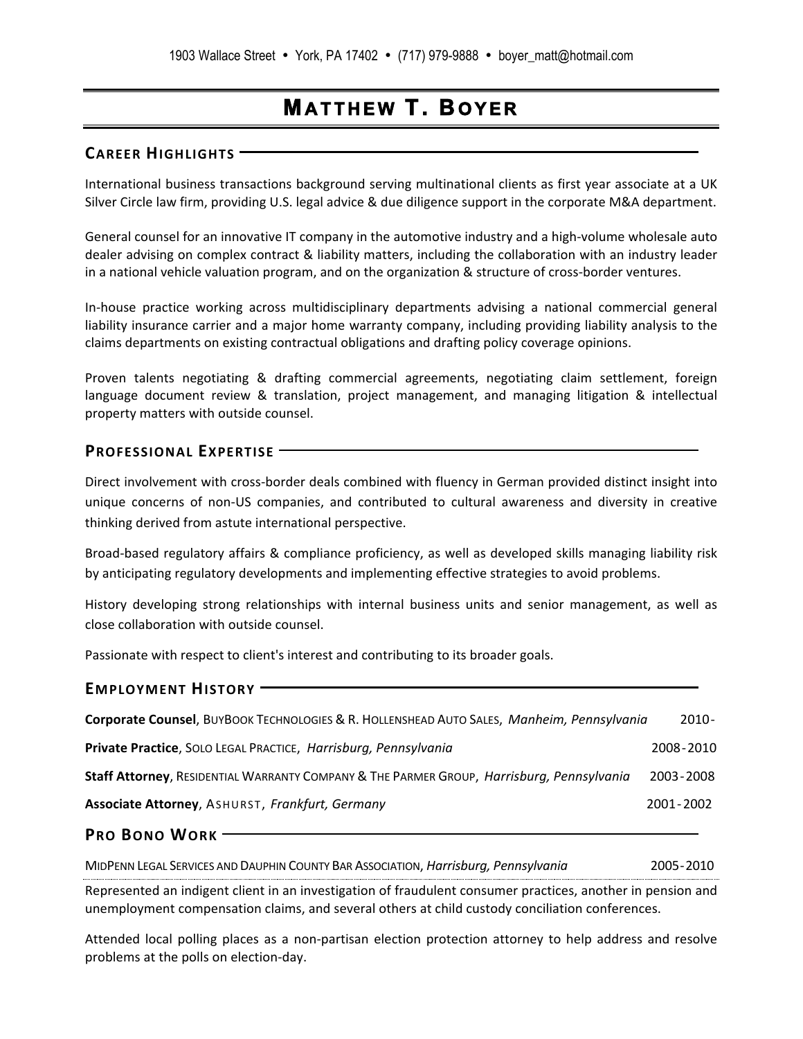1903 Wallace Street • York, PA 17402 • (717) 979-9888 • boyer_matt@hotmail.com

# MATTHEW T. BOYER

## CAREER HIGHLIGHTS

International business transactions background serving multinational clients as first year associate at a UK Silver Circle law firm, providing U.S. legal advice & due diligence support in the corporate M&A department.

General counsel for an innovative IT company in the automotive industry and a high-volume wholesale auto dealer advising on complex contract & liability matters, including the collaboration with an industry leader in a national vehicle valuation program, and on the organization & structure of cross-border ventures.

In-house practice working across multidisciplinary departments advising a national commercial general liability insurance carrier and a major home warranty company, including providing liability analysis to the claims departments on existing contractual obligations and drafting policy coverage opinions.

Proven talents negotiating & drafting commercial agreements, negotiating claim settlement, foreign language document review & translation, project management, and managing litigation & intellectual property matters with outside counsel.

## PROFESSIONAL EXPERTISE

Direct involvement with cross-border deals combined with fluency in German provided distinct insight into unique concerns of non-US companies, and contributed to cultural awareness and diversity in creative thinking derived from astute international perspective.

Broad-based regulatory affairs & compliance proficiency, as well as developed skills managing liability risk by anticipating regulatory developments and implementing effective strategies to avoid problems.

History developing strong relationships with internal business units and senior management, as well as close collaboration with outside counsel.

Passionate with respect to client's interest and contributing to its broader goals.

## EMPLOYMENT HISTORY

**Corporate Counsel**, BUYBOOK TECHNOLOGIES & R. HOLLENSHEAD AUTO SALES, *Manheim, Pennsylvania* 2010-

**Private Practice**, SOLO LEGAL PRACTICE, *Harrisburg, Pennsylvania* 2008-2010

**Staff Attorney**, RESIDENTIAL WARRANTY COMPANY & THE PARMER GROUP, *Harrisburg, Pennsylvania* 2003-2008

**Associate Attorney**, ASHURST, *Frankfurt, Germany* 2001-2002

## PRO BONO WORK

MIDPENN LEGAL SERVICES AND DAUPHIN COUNTY BAR ASSOCIATION, *Harrisburg, Pennsylvania* 2005-2010

Represented an indigent client in an investigation of fraudulent consumer practices, another in pension and unemployment compensation claims, and several others at child custody conciliation conferences.

Attended local polling places as a non-partisan election protection attorney to help address and resolve problems at the polls on election-day.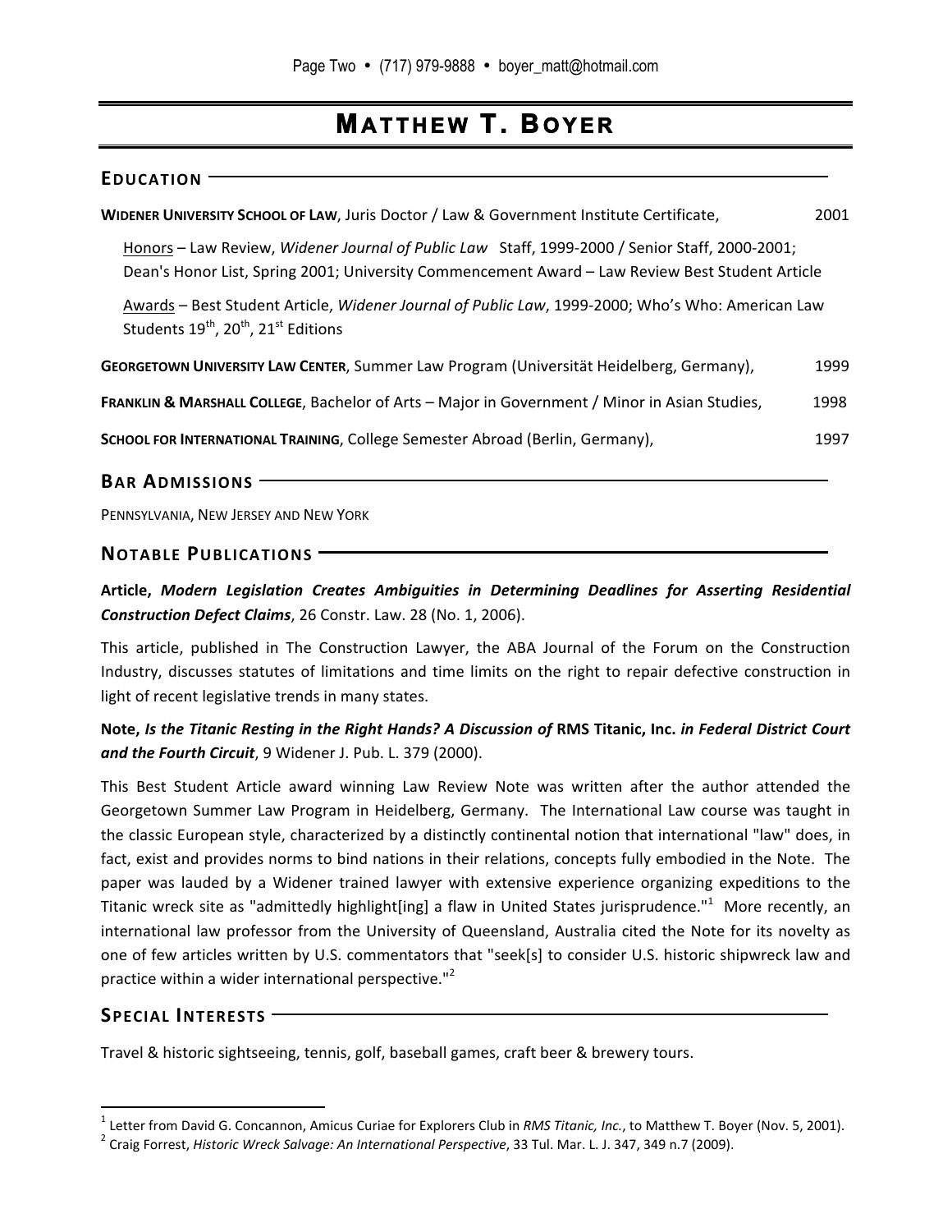# Matthew T. Boyer

## Education

**Widener University School of Law**, Juris Doctor / Law & Government Institute Certificate, 2001

Honors – Law Review, *Widener Journal of Public Law* Staff, 1999-2000 / Senior Staff, 2000-2001; Dean's Honor List, Spring 2001; University Commencement Award – Law Review Best Student Article

Awards – Best Student Article, *Widener Journal of Public Law*, 1999-2000; Who's Who: American Law Students 19th, 20th, 21st Editions

**Georgetown University Law Center**, Summer Law Program (Universität Heidelberg, Germany), 1999

**Franklin & Marshall College**, Bachelor of Arts – Major in Government / Minor in Asian Studies, 1998

**School for International Training**, College Semester Abroad (Berlin, Germany), 1997

## Bar Admissions

Pennsylvania, New Jersey and New York

## Notable Publications

**Article, *Modern Legislation Creates Ambiguities in Determining Deadlines for Asserting Residential Construction Defect Claims***, 26 Constr. Law. 28 (No. 1, 2006).

This article, published in The Construction Lawyer, the ABA Journal of the Forum on the Construction Industry, discusses statutes of limitations and time limits on the right to repair defective construction in light of recent legislative trends in many states.

**Note, *Is the Titanic Resting in the Right Hands? A Discussion of* RMS Titanic, Inc. *in Federal District Court and the Fourth Circuit***, 9 Widener J. Pub. L. 379 (2000).

This Best Student Article award winning Law Review Note was written after the author attended the Georgetown Summer Law Program in Heidelberg, Germany. The International Law course was taught in the classic European style, characterized by a distinctly continental notion that international "law" does, in fact, exist and provides norms to bind nations in their relations, concepts fully embodied in the Note. The paper was lauded by a Widener trained lawyer with extensive experience organizing expeditions to the Titanic wreck site as "admittedly highlight[ing] a flaw in United States jurisprudence."[1] More recently, an international law professor from the University of Queensland, Australia cited the Note for its novelty as one of few articles written by U.S. commentators that "seek[s] to consider U.S. historic shipwreck law and practice within a wider international perspective."[2]

## Special Interests

Travel & historic sightseeing, tennis, golf, baseball games, craft beer & brewery tours.

---

[1] Letter from David G. Concannon, Amicus Curiae for Explorers Club in *RMS Titanic, Inc.*, to Matthew T. Boyer (Nov. 5, 2001).

[2] Craig Forrest, *Historic Wreck Salvage: An International Perspective*, 33 Tul. Mar. L. J. 347, 349 n.7 (2009).